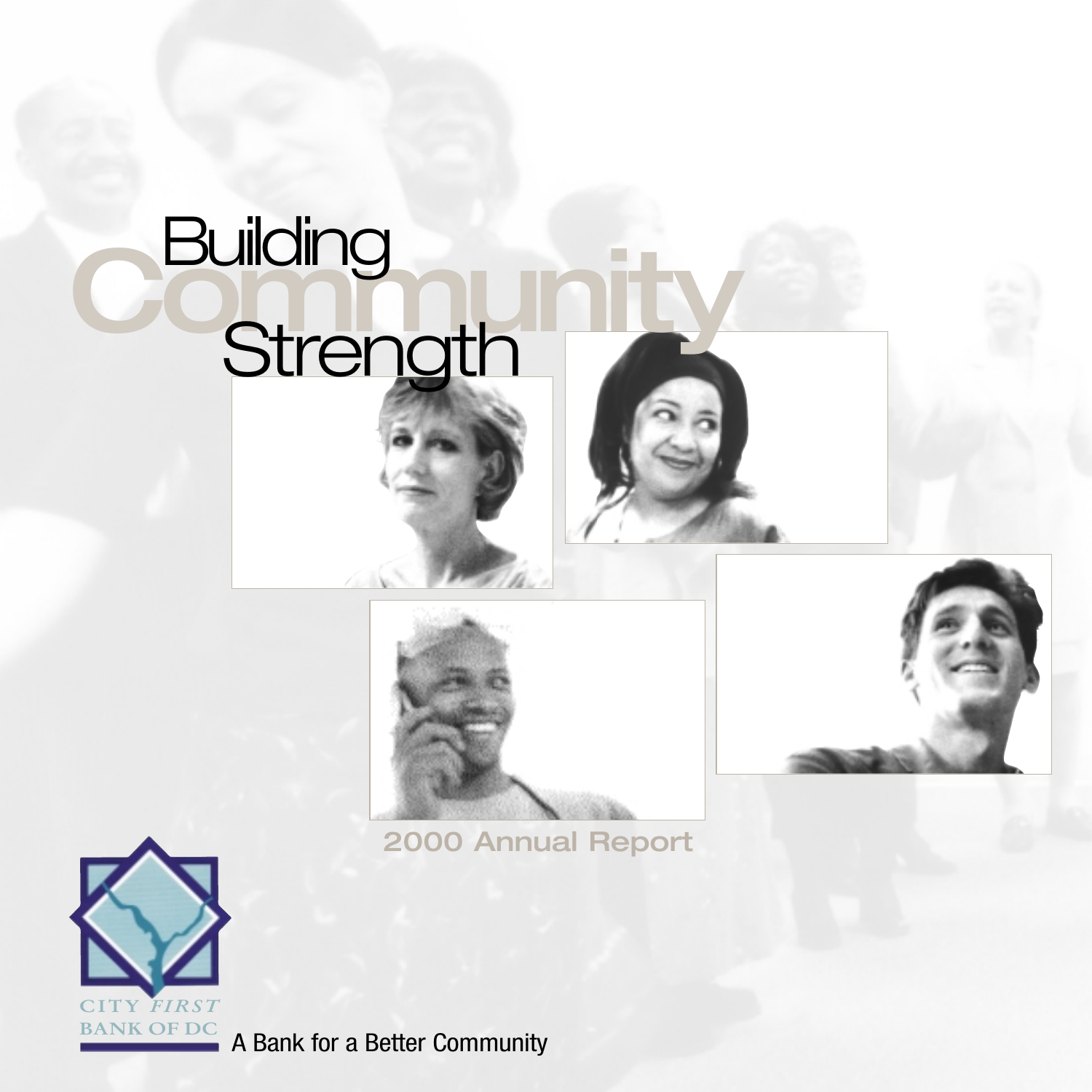# Building Community Strength

2000 Annual Report

CITY *FIRST* BANK OF DC

A Bank for a Better Community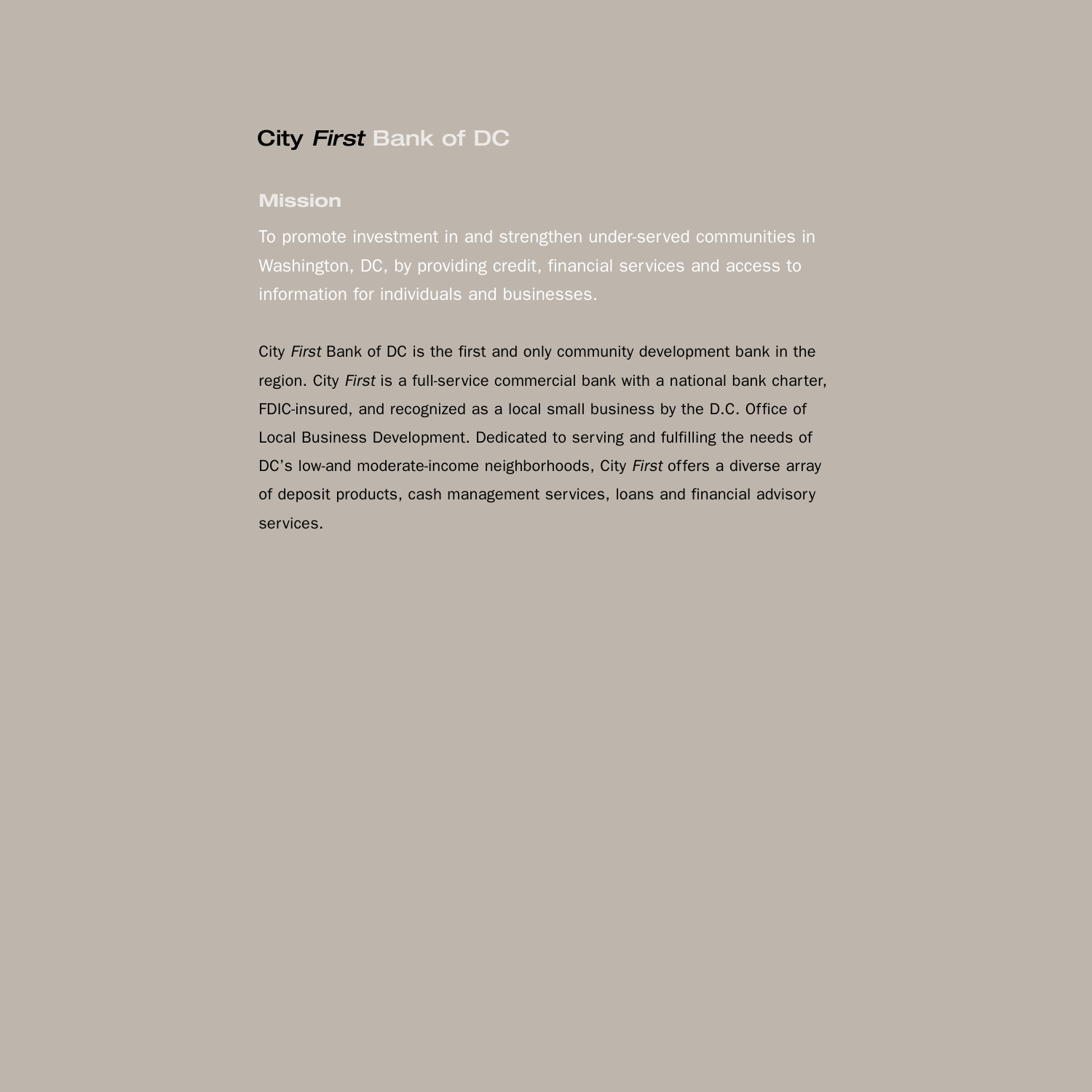City *First* Bank of DC

## Mission

To promote investment in and strengthen under-served communities in Washington, DC, by providing credit, financial services and access to information for individuals and businesses.

City *First* Bank of DC is the first and only community development bank in the region. City *First* is a full-service commercial bank with a national bank charter, FDIC-insured, and recognized as a local small business by the D.C. Office of Local Business Development. Dedicated to serving and fulfilling the needs of DC's low-and moderate-income neighborhoods, City *First* offers a diverse array of deposit products, cash management services, loans and financial advisory services.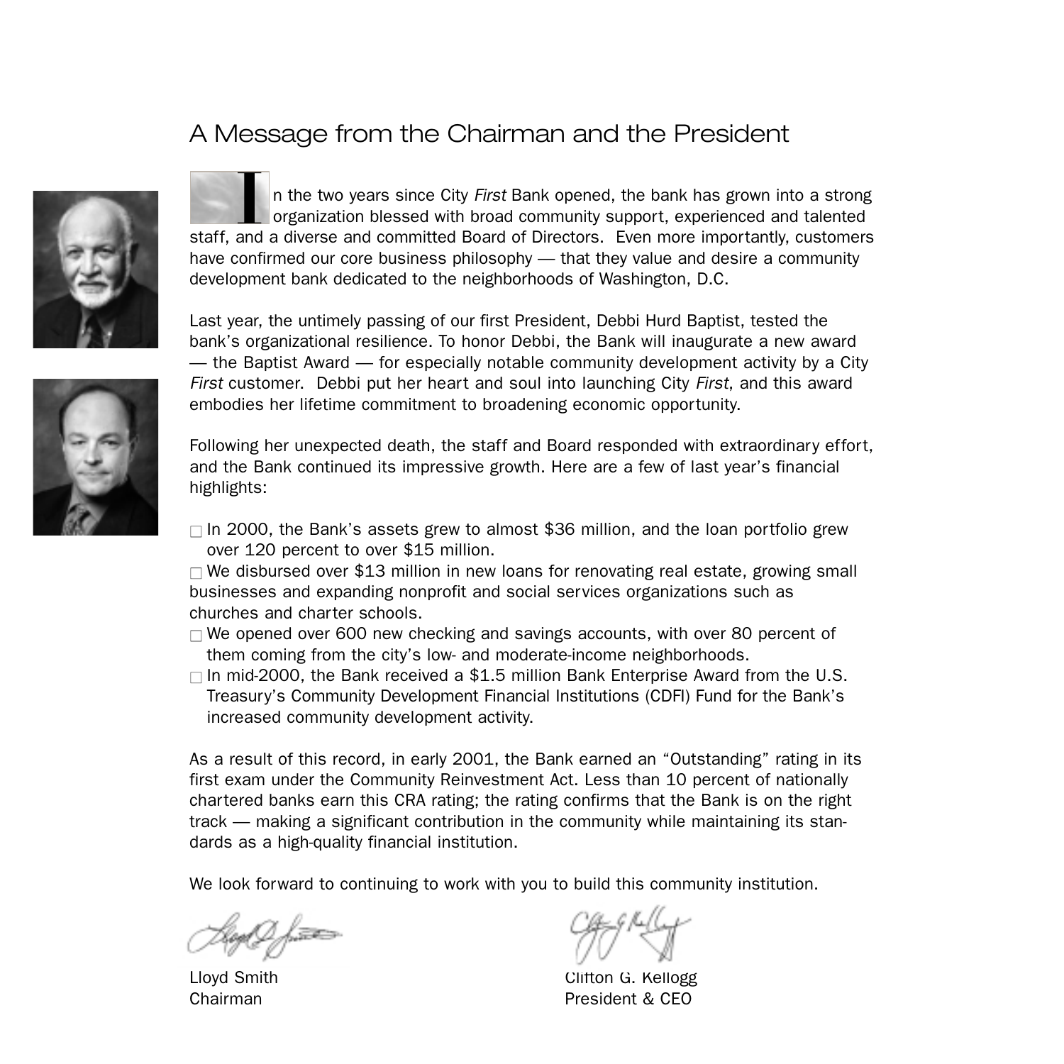# A Message from the Chairman and the President

In the two years since City *First* Bank opened, the bank has grown into a strong organization blessed with broad community support, experienced and talented staff, and a diverse and committed Board of Directors. Even more importantly, customers have confirmed our core business philosophy — that they value and desire a community development bank dedicated to the neighborhoods of Washington, D.C.

Last year, the untimely passing of our first President, Debbi Hurd Baptist, tested the bank's organizational resilience. To honor Debbi, the Bank will inaugurate a new award — the Baptist Award — for especially notable community development activity by a City *First* customer. Debbi put her heart and soul into launching City *First*, and this award embodies her lifetime commitment to broadening economic opportunity.

Following her unexpected death, the staff and Board responded with extraordinary effort, and the Bank continued its impressive growth. Here are a few of last year's financial highlights:

- In 2000, the Bank's assets grew to almost $36 million, and the loan portfolio grew over 120 percent to over $15 million.
- We disbursed over $13 million in new loans for renovating real estate, growing small businesses and expanding nonprofit and social services organizations such as churches and charter schools.
- We opened over 600 new checking and savings accounts, with over 80 percent of them coming from the city's low- and moderate-income neighborhoods.
- In mid-2000, the Bank received a $1.5 million Bank Enterprise Award from the U.S. Treasury's Community Development Financial Institutions (CDFI) Fund for the Bank's increased community development activity.

As a result of this record, in early 2001, the Bank earned an "Outstanding" rating in its first exam under the Community Reinvestment Act. Less than 10 percent of nationally chartered banks earn this CRA rating; the rating confirms that the Bank is on the right track — making a significant contribution in the community while maintaining its standards as a high-quality financial institution.

We look forward to continuing to work with you to build this community institution.

Lloyd Smith
Chairman

Clifton G. Kellogg
President & CEO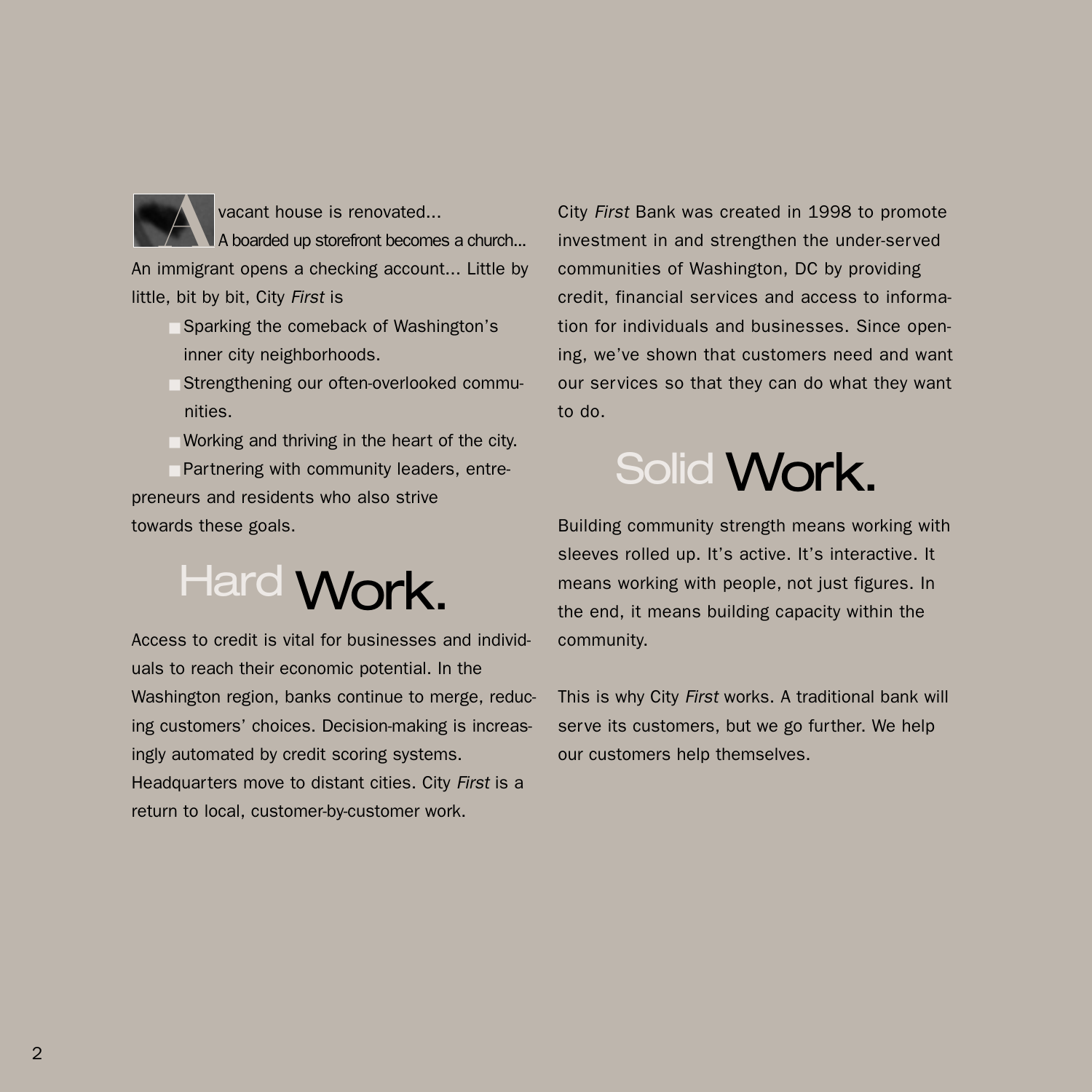A vacant house is renovated...
A boarded up storefront becomes a church...
An immigrant opens a checking account... Little by little, bit by bit, City *First* is

- Sparking the comeback of Washington's inner city neighborhoods.
- Strengthening our often-overlooked communities.
- Working and thriving in the heart of the city.
- Partnering with community leaders, entrepreneurs and residents who also strive towards these goals.

## Hard Work.

Access to credit is vital for businesses and individuals to reach their economic potential. In the Washington region, banks continue to merge, reducing customers' choices. Decision-making is increasingly automated by credit scoring systems. Headquarters move to distant cities. City *First* is a return to local, customer-by-customer work.

City *First* Bank was created in 1998 to promote investment in and strengthen the under-served communities of Washington, DC by providing credit, financial services and access to information for individuals and businesses. Since opening, we've shown that customers need and want our services so that they can do what they want to do.

## Solid Work.

Building community strength means working with sleeves rolled up. It's active. It's interactive. It means working with people, not just figures. In the end, it means building capacity within the community.

This is why City *First* works. A traditional bank will serve its customers, but we go further. We help our customers help themselves.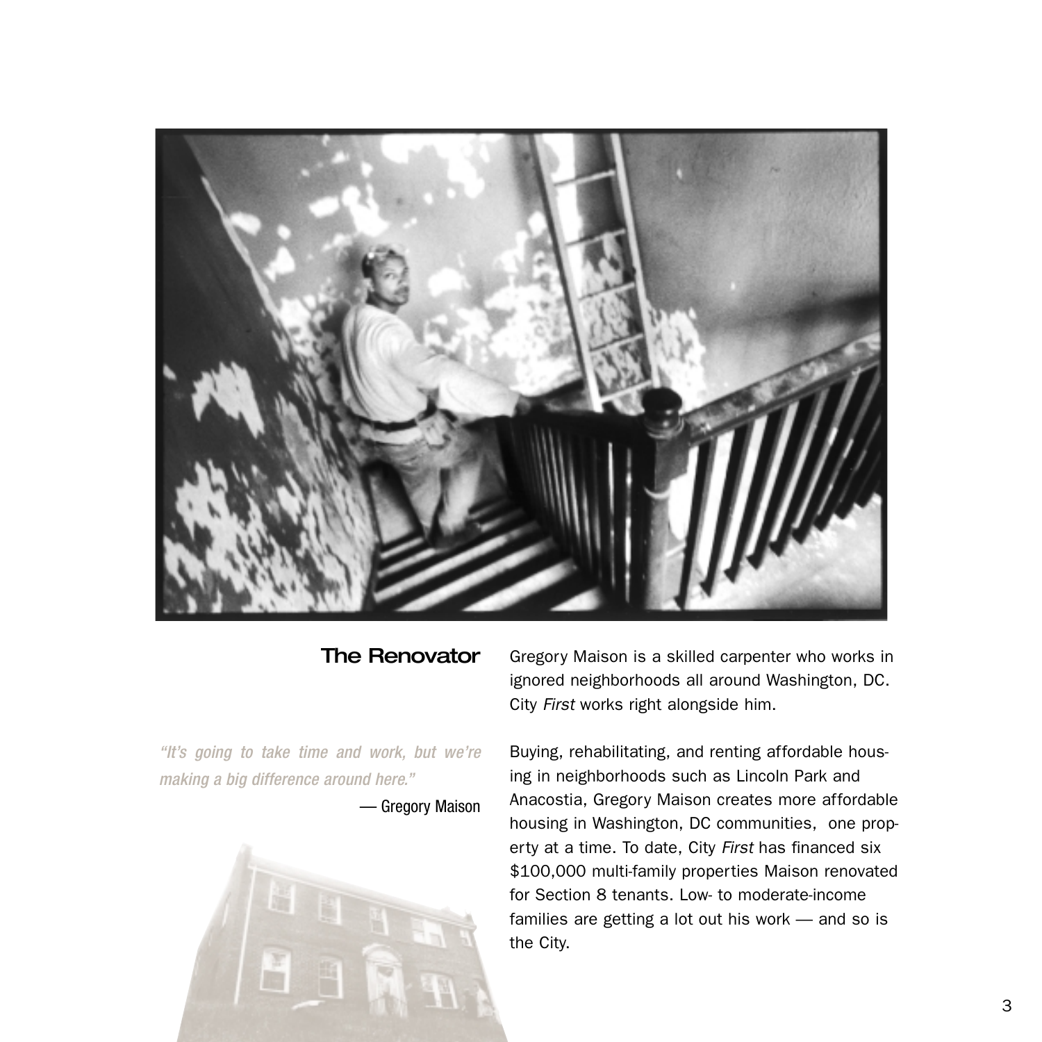## The Renovator

*"It's going to take time and work, but we're making a big difference around here."*

— Gregory Maison

Gregory Maison is a skilled carpenter who works in ignored neighborhoods all around Washington, DC. City *First* works right alongside him.

Buying, rehabilitating, and renting affordable housing in neighborhoods such as Lincoln Park and Anacostia, Gregory Maison creates more affordable housing in Washington, DC communities, one property at a time. To date, City *First* has financed six $100,000 multi-family properties Maison renovated for Section 8 tenants. Low- to moderate-income families are getting a lot out his work — and so is the City.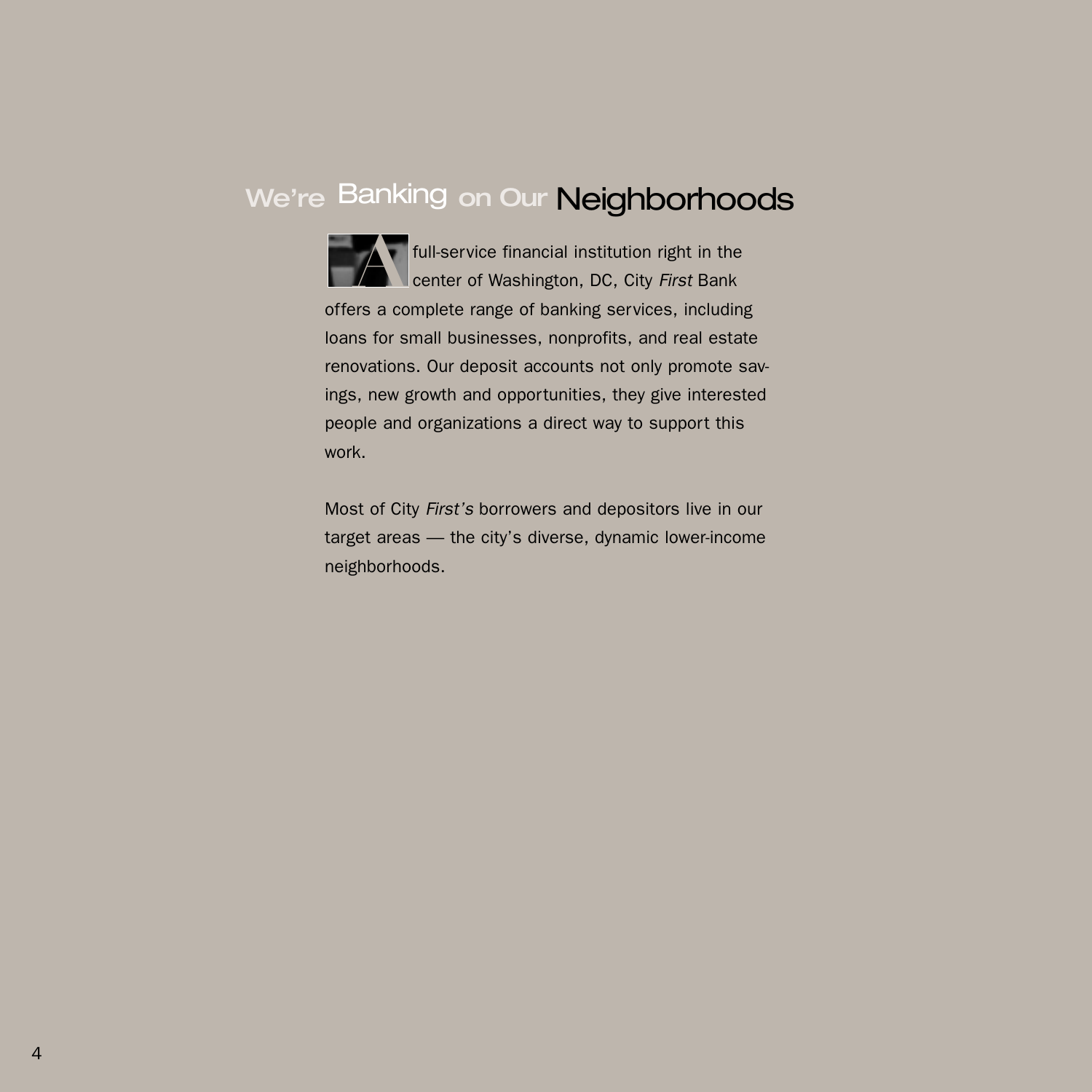# We're Banking on Our Neighborhoods

A full-service financial institution right in the center of Washington, DC, City *First* Bank offers a complete range of banking services, including loans for small businesses, nonprofits, and real estate renovations. Our deposit accounts not only promote savings, new growth and opportunities, they give interested people and organizations a direct way to support this work.

Most of City *First's* borrowers and depositors live in our target areas — the city's diverse, dynamic lower-income neighborhoods.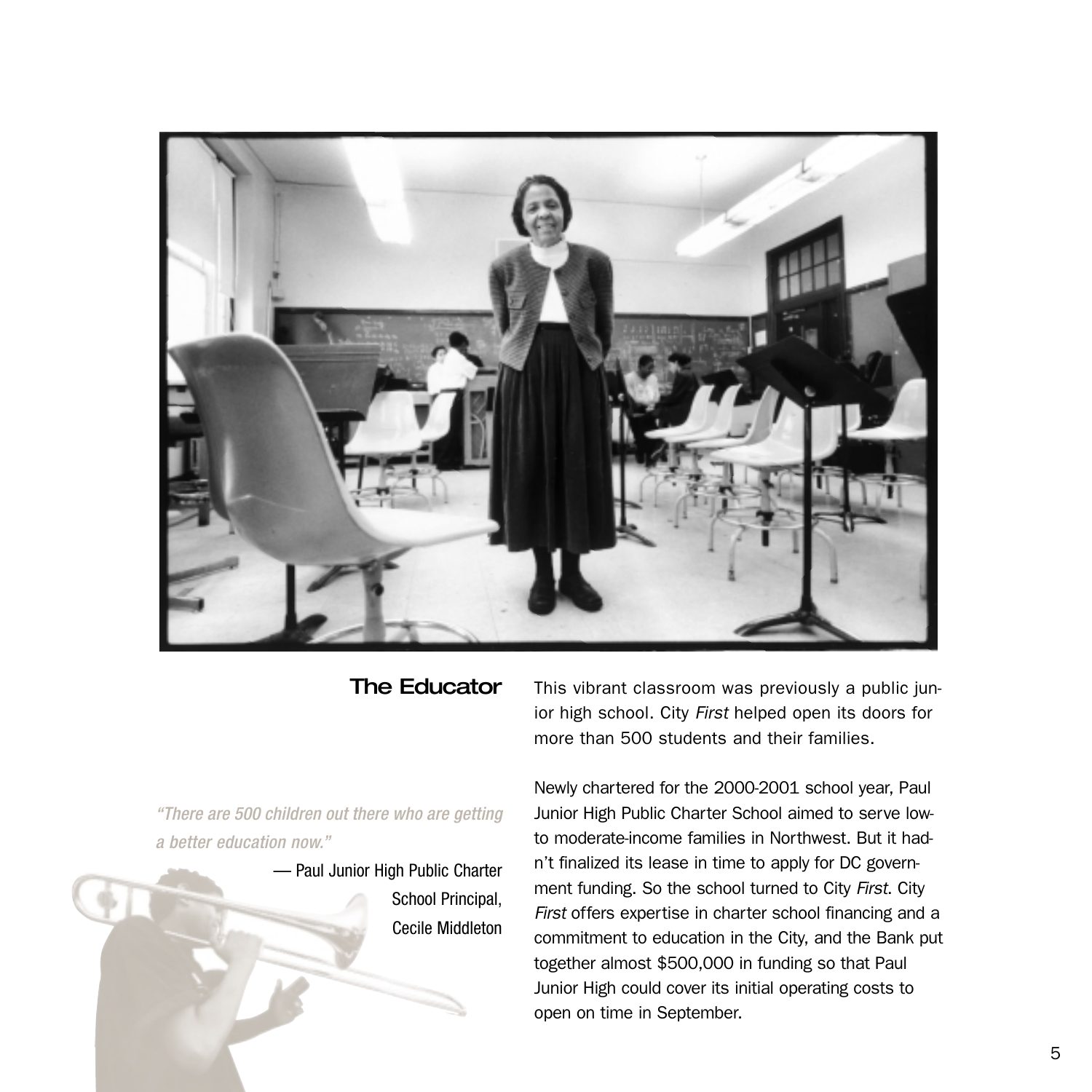## The Educator

This vibrant classroom was previously a public junior high school. City *First* helped open its doors for more than 500 students and their families.

*"There are 500 children out there who are getting a better education now."*

— Paul Junior High Public Charter School Principal, Cecile Middleton

Newly chartered for the 2000-2001 school year, Paul Junior High Public Charter School aimed to serve low- to moderate-income families in Northwest. But it hadn't finalized its lease in time to apply for DC government funding. So the school turned to City *First*. City *First* offers expertise in charter school financing and a commitment to education in the City, and the Bank put together almost $500,000 in funding so that Paul Junior High could cover its initial operating costs to open on time in September.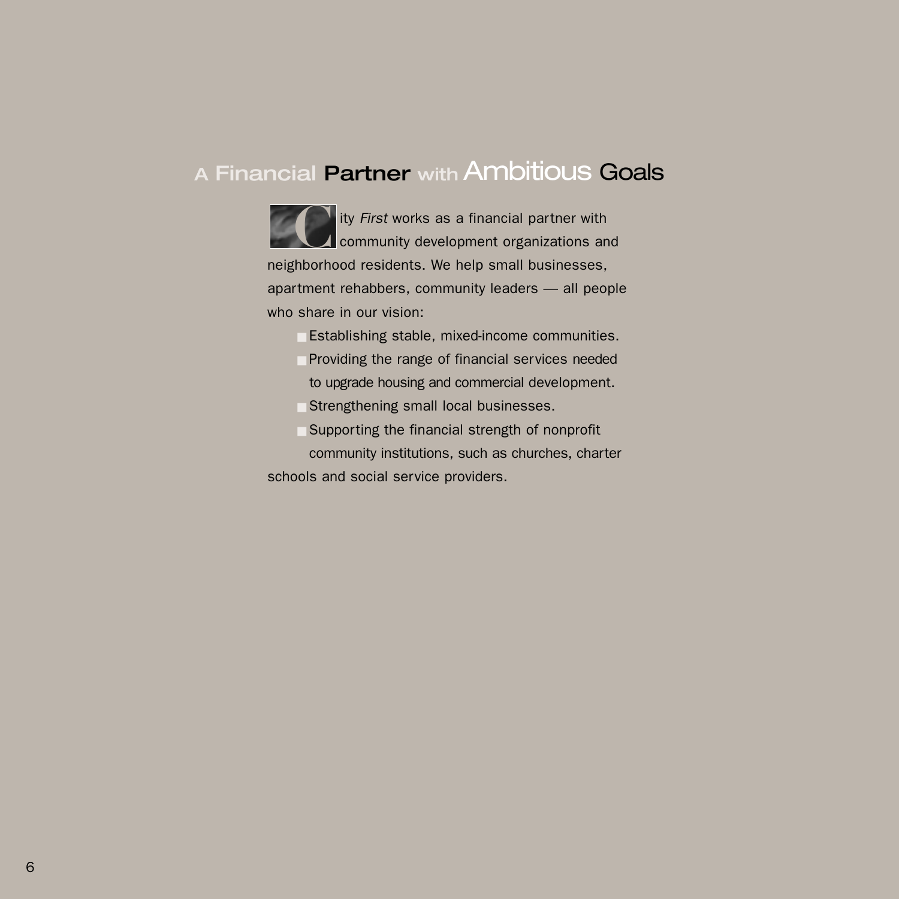# A Financial Partner with Ambitious Goals

City *First* works as a financial partner with community development organizations and neighborhood residents. We help small businesses, apartment rehabbers, community leaders — all people who share in our vision:

- Establishing stable, mixed-income communities.
- Providing the range of financial services needed to upgrade housing and commercial development.
- Strengthening small local businesses.
- Supporting the financial strength of nonprofit community institutions, such as churches, charter schools and social service providers.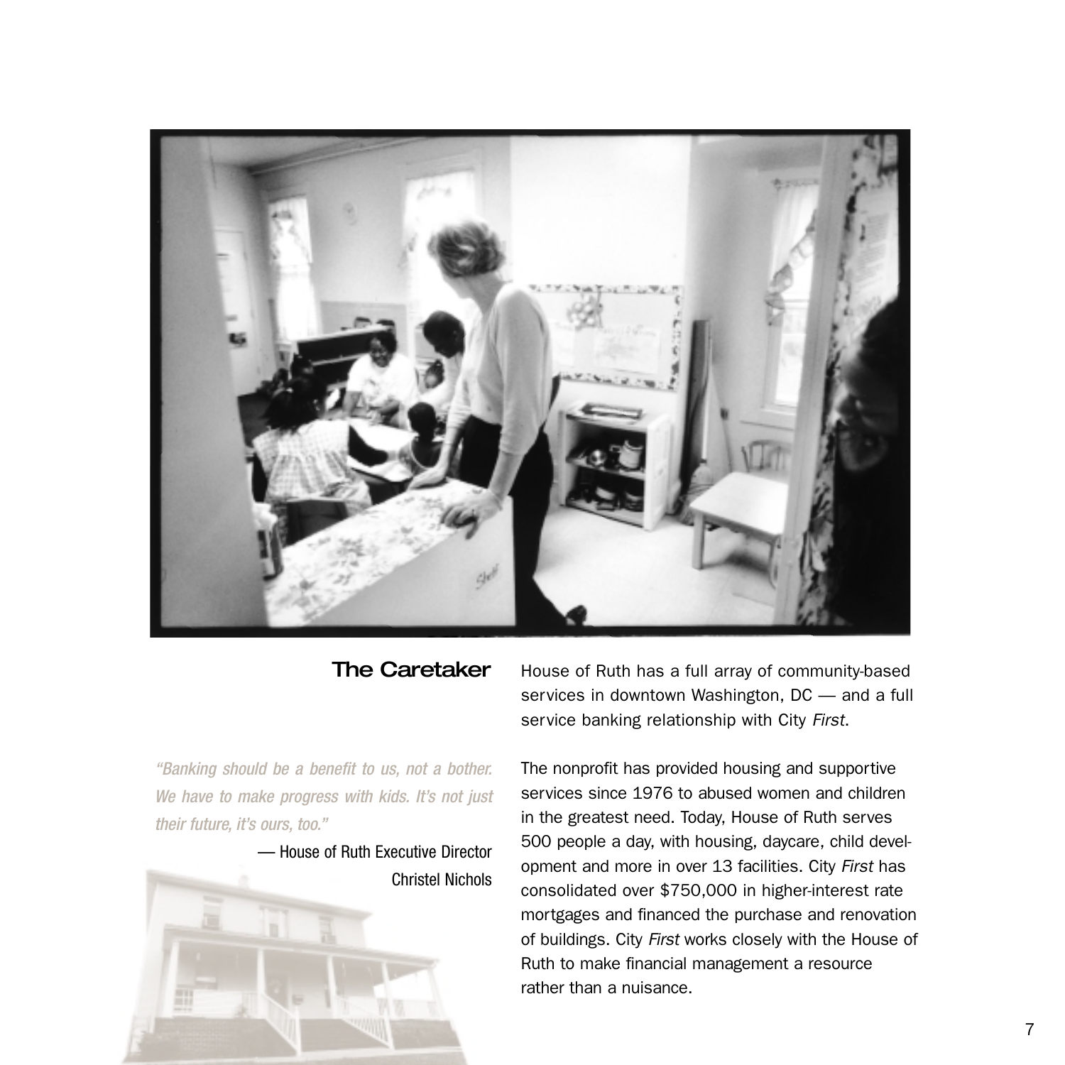## The Caretaker

House of Ruth has a full array of community-based services in downtown Washington, DC — and a full service banking relationship with City *First*.

*"Banking should be a benefit to us, not a bother. We have to make progress with kids. It's not just their future, it's ours, too."*

— House of Ruth Executive Director Christel Nichols

The nonprofit has provided housing and supportive services since 1976 to abused women and children in the greatest need. Today, House of Ruth serves 500 people a day, with housing, daycare, child development and more in over 13 facilities. City *First* has consolidated over $750,000 in higher-interest rate mortgages and financed the purchase and renovation of buildings. City *First* works closely with the House of Ruth to make financial management a resource rather than a nuisance.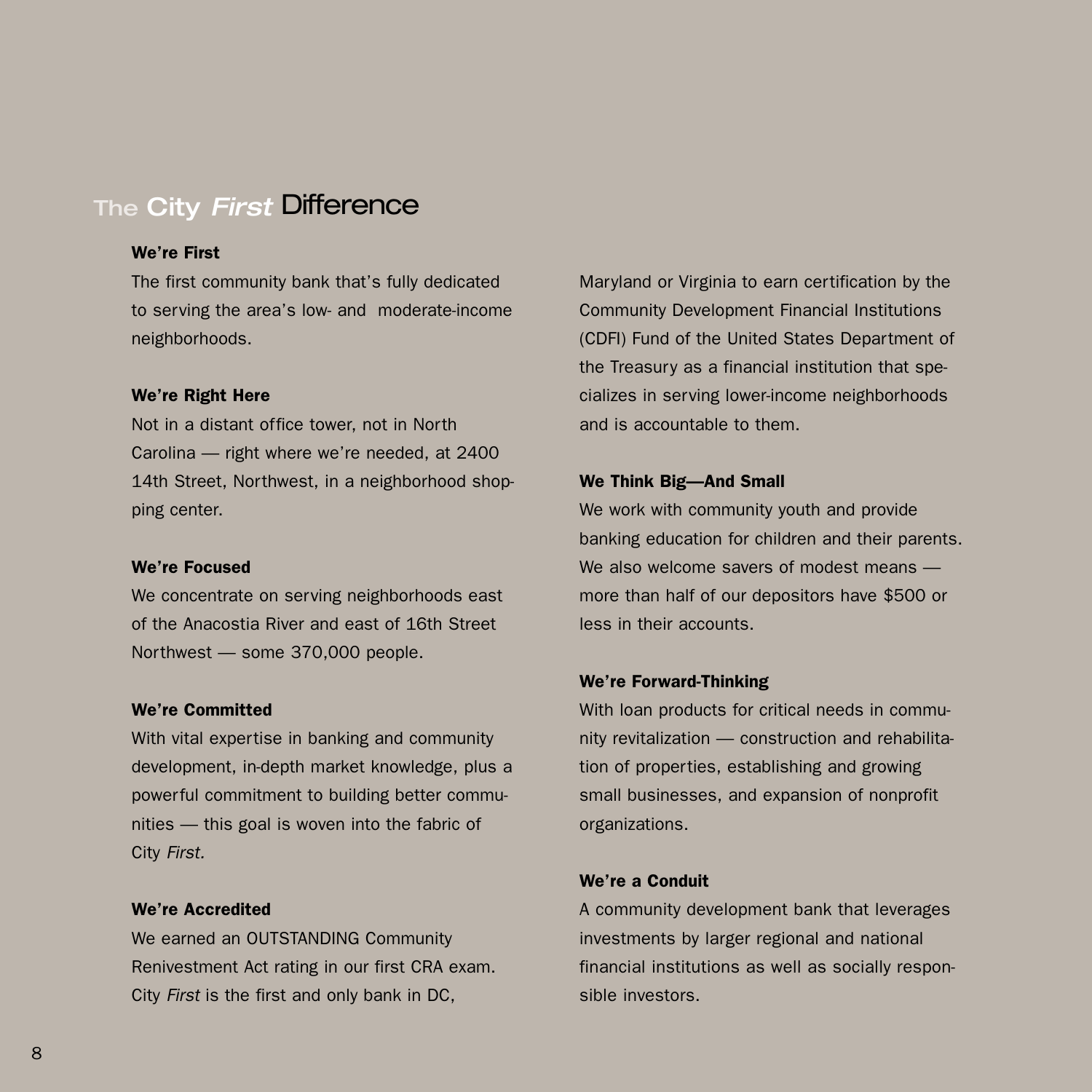## The City *First* Difference

**We're First**

The first community bank that's fully dedicated to serving the area's low- and moderate-income neighborhoods.

**We're Right Here**

Not in a distant office tower, not in North Carolina — right where we're needed, at 2400 14th Street, Northwest, in a neighborhood shopping center.

**We're Focused**

We concentrate on serving neighborhoods east of the Anacostia River and east of 16th Street Northwest — some 370,000 people.

**We're Committed**

With vital expertise in banking and community development, in-depth market knowledge, plus a powerful commitment to building better communities — this goal is woven into the fabric of City *First.*

**We're Accredited**

We earned an OUTSTANDING Community Renivestment Act rating in our first CRA exam. City *First* is the first and only bank in DC, Maryland or Virginia to earn certification by the Community Development Financial Institutions (CDFI) Fund of the United States Department of the Treasury as a financial institution that specializes in serving lower-income neighborhoods and is accountable to them.

**We Think Big—And Small**

We work with community youth and provide banking education for children and their parents. We also welcome savers of modest means — more than half of our depositors have $500 or less in their accounts.

**We're Forward-Thinking**

With loan products for critical needs in community revitalization — construction and rehabilitation of properties, establishing and growing small businesses, and expansion of nonprofit organizations.

**We're a Conduit**

A community development bank that leverages investments by larger regional and national financial institutions as well as socially responsible investors.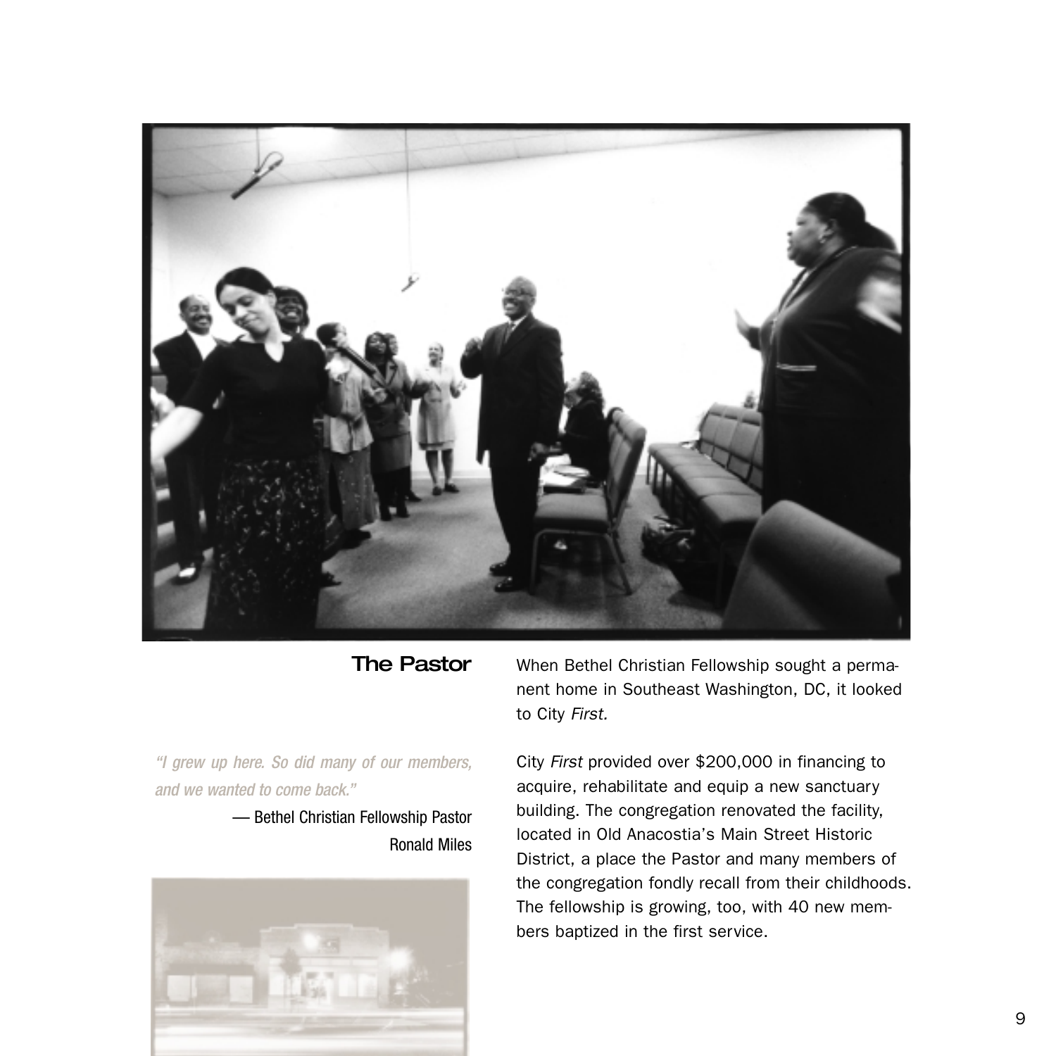## The Pastor

*"I grew up here. So did many of our members, and we wanted to come back."*

— Bethel Christian Fellowship Pastor Ronald Miles

When Bethel Christian Fellowship sought a permanent home in Southeast Washington, DC, it looked to City *First.*

City *First* provided over $200,000 in financing to acquire, rehabilitate and equip a new sanctuary building. The congregation renovated the facility, located in Old Anacostia's Main Street Historic District, a place the Pastor and many members of the congregation fondly recall from their childhoods. The fellowship is growing, too, with 40 new members baptized in the first service.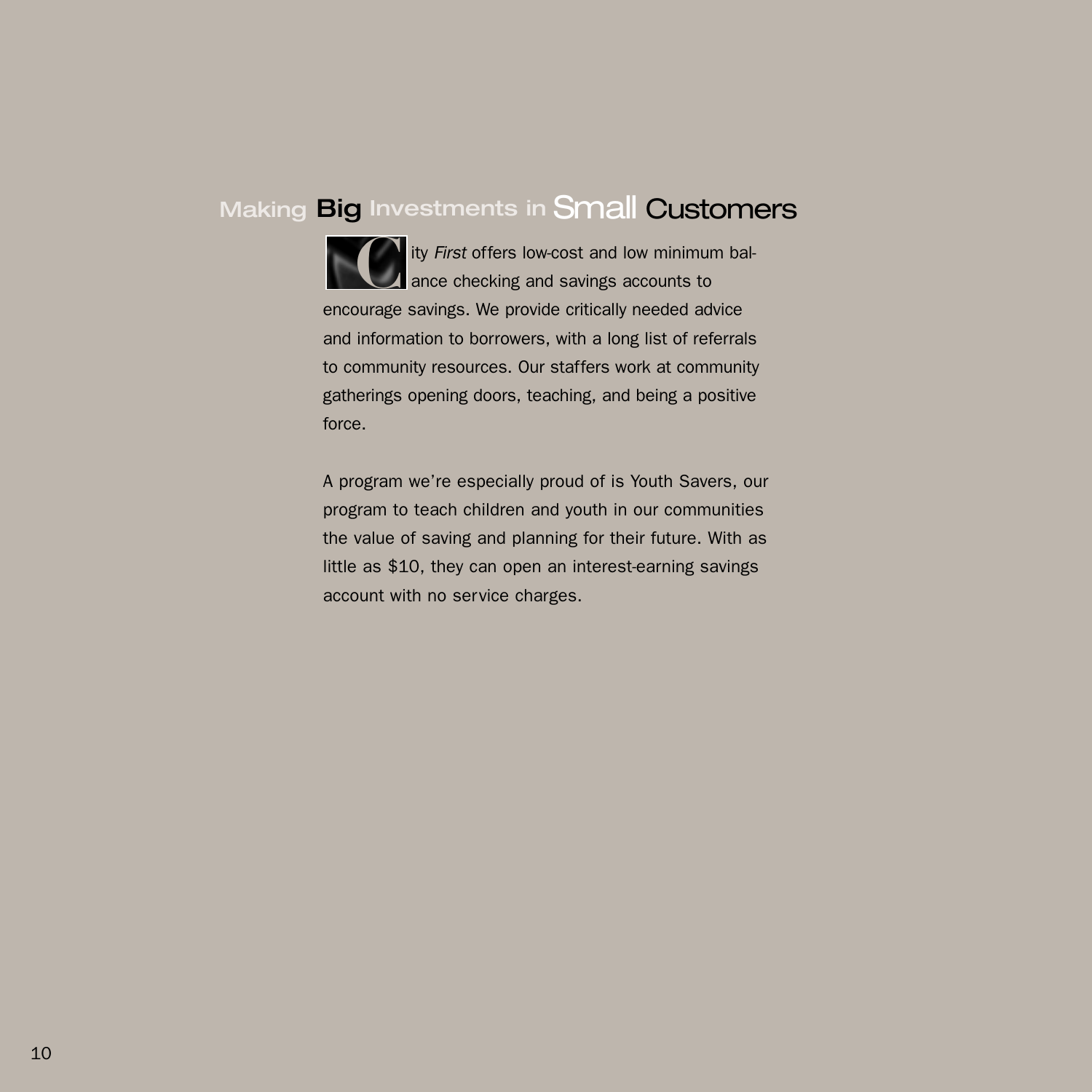# Making Big Investments in Small Customers

City *First* offers low-cost and low minimum balance checking and savings accounts to encourage savings. We provide critically needed advice and information to borrowers, with a long list of referrals to community resources. Our staffers work at community gatherings opening doors, teaching, and being a positive force.

A program we're especially proud of is Youth Savers, our program to teach children and youth in our communities the value of saving and planning for their future. With as little as $10, they can open an interest-earning savings account with no service charges.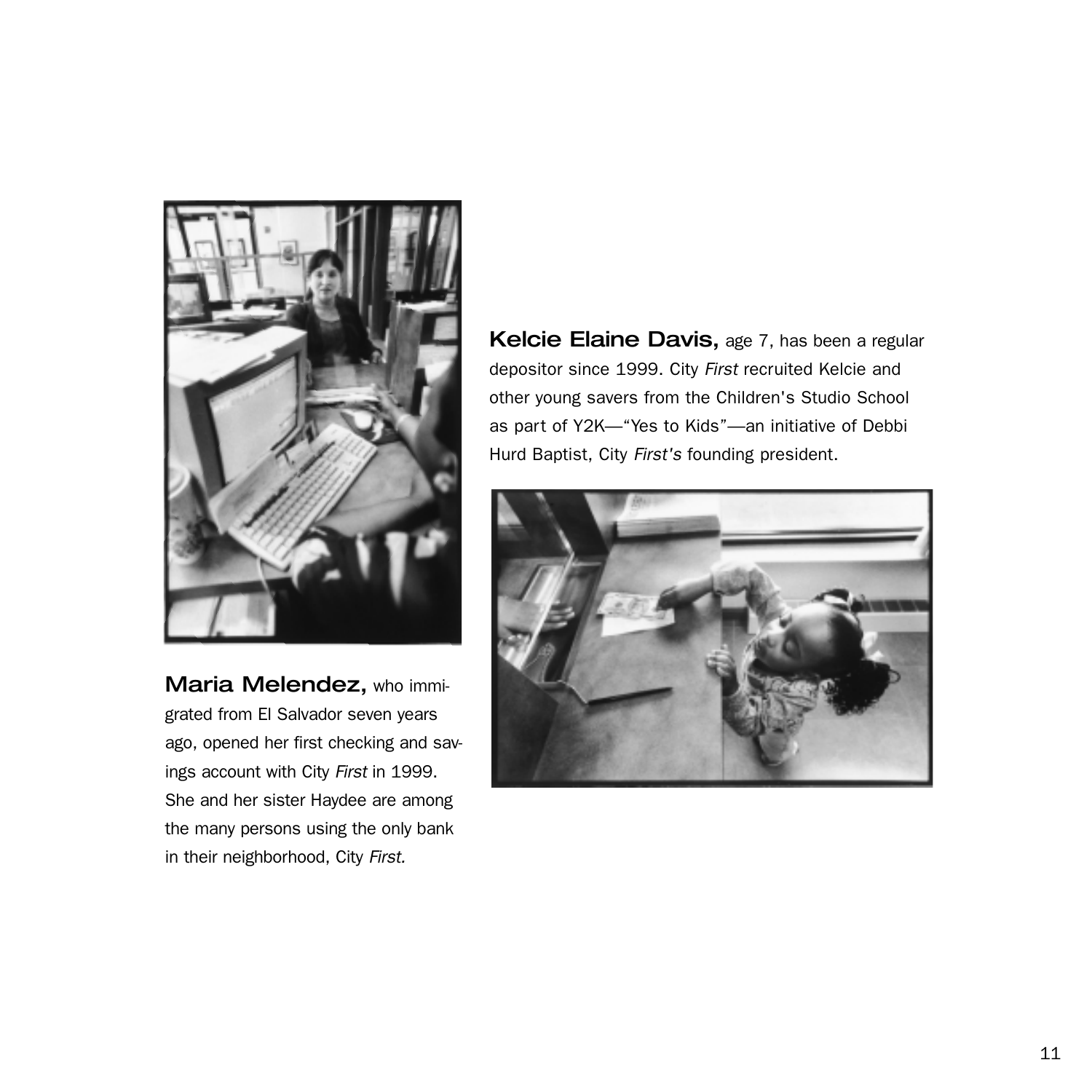**Maria Melendez,** who immigrated from El Salvador seven years ago, opened her first checking and savings account with City *First* in 1999. She and her sister Haydee are among the many persons using the only bank in their neighborhood, City *First.*

**Kelcie Elaine Davis,** age 7, has been a regular depositor since 1999. City *First* recruited Kelcie and other young savers from the Children's Studio School as part of Y2K—"Yes to Kids"—an initiative of Debbi Hurd Baptist, City *First's* founding president.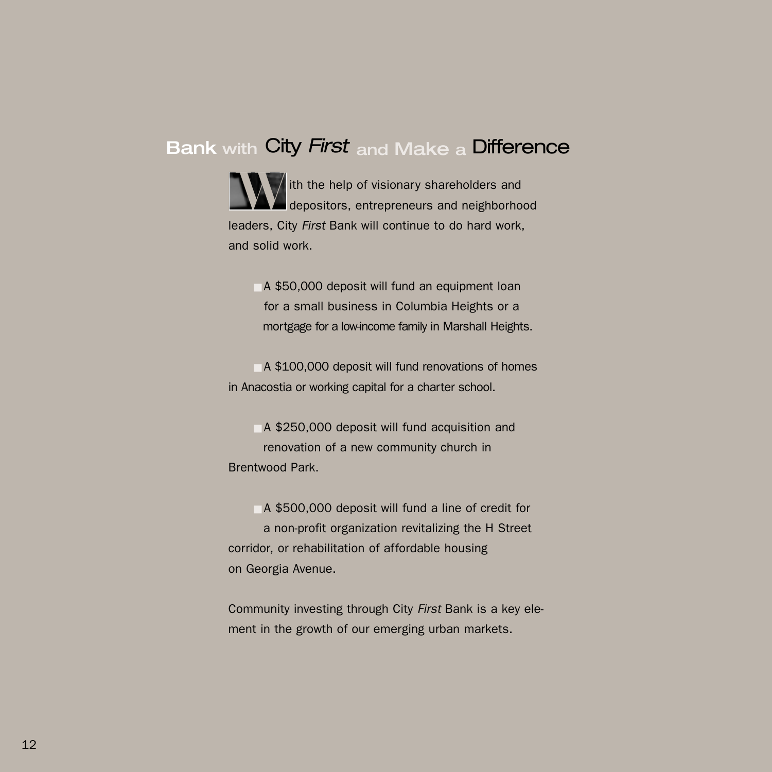## Bank with City *First* and Make a Difference

With the help of visionary shareholders and depositors, entrepreneurs and neighborhood leaders, City *First* Bank will continue to do hard work, and solid work.

- A $50,000 deposit will fund an equipment loan for a small business in Columbia Heights or a mortgage for a low-income family in Marshall Heights.

- A $100,000 deposit will fund renovations of homes in Anacostia or working capital for a charter school.

- A $250,000 deposit will fund acquisition and renovation of a new community church in Brentwood Park.

- A $500,000 deposit will fund a line of credit for a non-profit organization revitalizing the H Street corridor, or rehabilitation of affordable housing on Georgia Avenue.

Community investing through City *First* Bank is a key element in the growth of our emerging urban markets.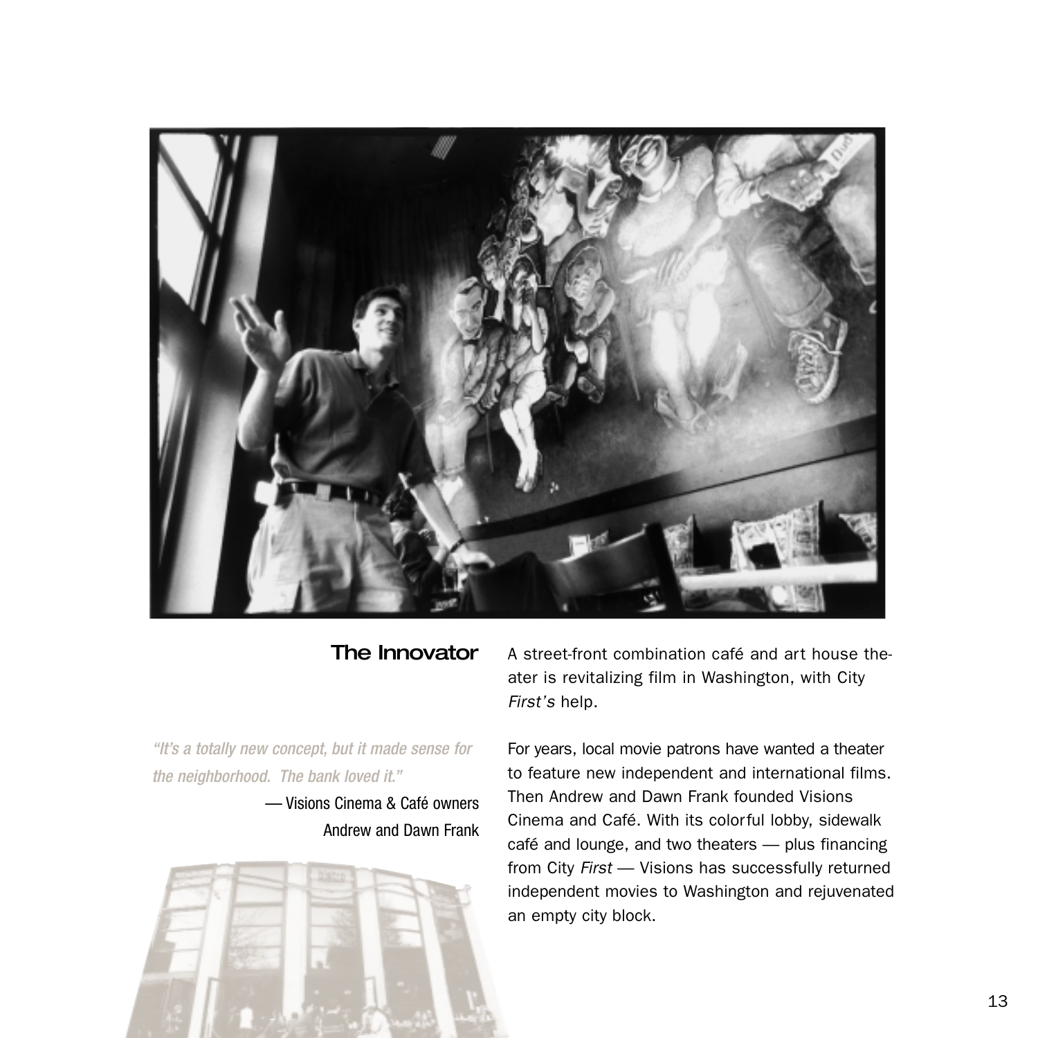## The Innovator

A street-front combination café and art house theater is revitalizing film in Washington, with City *First's* help.

*"It's a totally new concept, but it made sense for the neighborhood. The bank loved it."*

— Visions Cinema & Café owners Andrew and Dawn Frank

For years, local movie patrons have wanted a theater to feature new independent and international films. Then Andrew and Dawn Frank founded Visions Cinema and Café. With its colorful lobby, sidewalk café and lounge, and two theaters — plus financing from City *First* — Visions has successfully returned independent movies to Washington and rejuvenated an empty city block.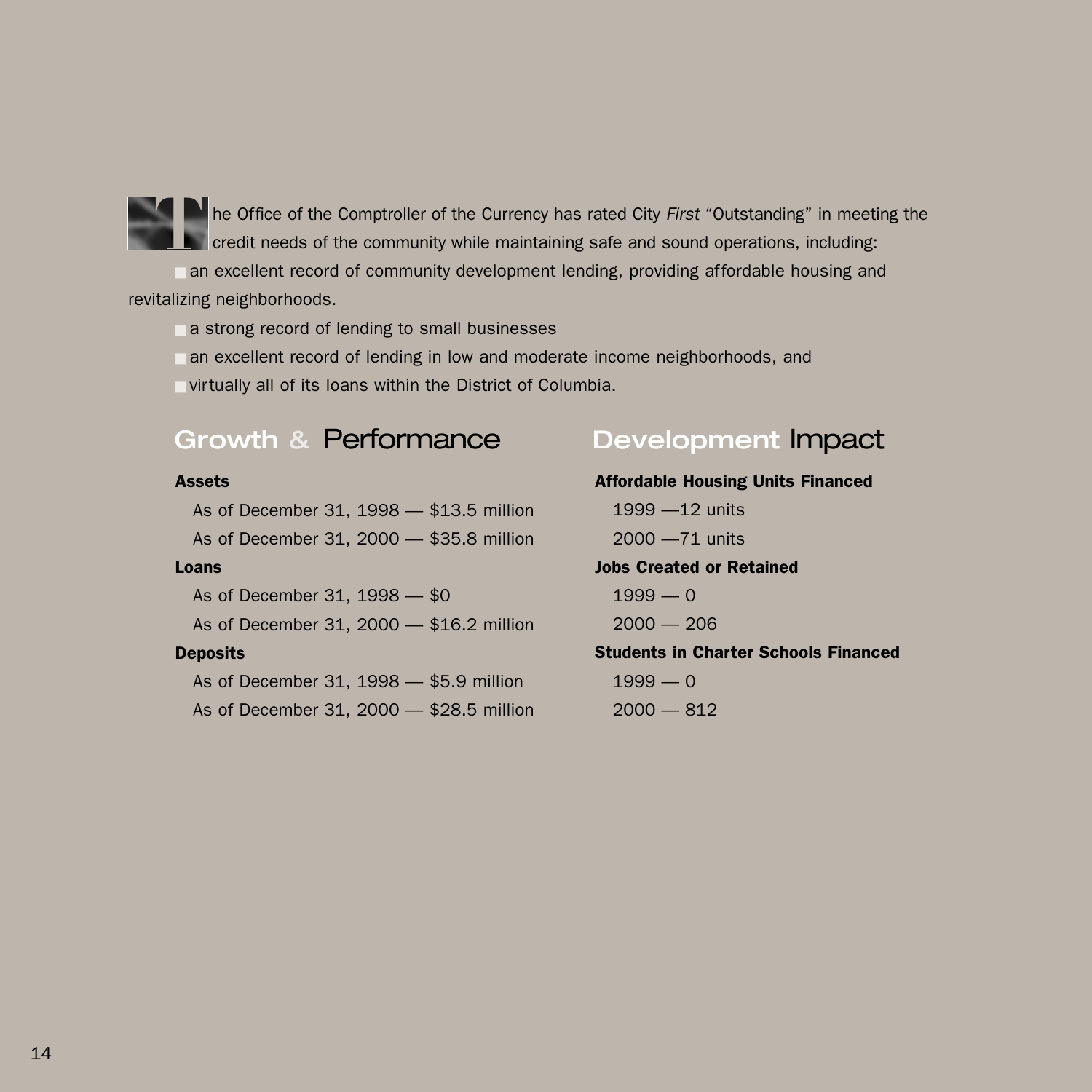The Office of the Comptroller of the Currency has rated City *First* "Outstanding" in meeting the credit needs of the community while maintaining safe and sound operations, including:

- an excellent record of community development lending, providing affordable housing and revitalizing neighborhoods.
- a strong record of lending to small businesses
- an excellent record of lending in low and moderate income neighborhoods, and
- virtually all of its loans within the District of Columbia.

## Growth & Performance

**Assets**

As of December 31, 1998 — $13.5 million

As of December 31, 2000 — $35.8 million

**Loans**

As of December 31, 1998 — $0

As of December 31, 2000 — $16.2 million

**Deposits**

As of December 31, 1998 — $5.9 million

As of December 31, 2000 — $28.5 million

## Development Impact

**Affordable Housing Units Financed**

1999 —12 units

2000 —71 units

**Jobs Created or Retained**

1999 — 0

2000 — 206

**Students in Charter Schools Financed**

1999 — 0

2000 — 812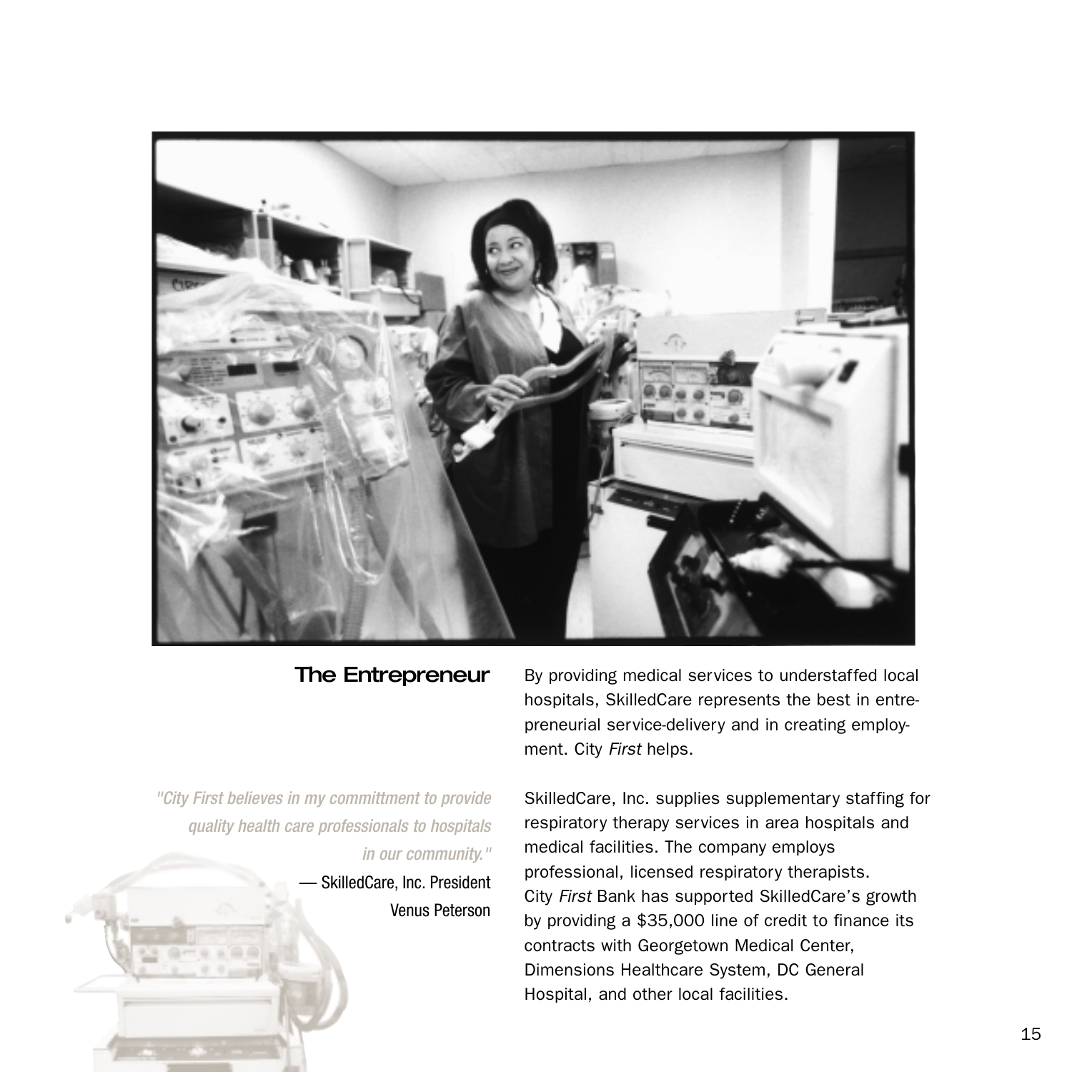## The Entrepreneur

By providing medical services to understaffed local hospitals, SkilledCare represents the best in entrepreneurial service-delivery and in creating employment. City *First* helps.

*"City First believes in my committment to provide quality health care professionals to hospitals in our community."*

— SkilledCare, Inc. President Venus Peterson

SkilledCare, Inc. supplies supplementary staffing for respiratory therapy services in area hospitals and medical facilities. The company employs professional, licensed respiratory therapists. City *First* Bank has supported SkilledCare's growth by providing a $35,000 line of credit to finance its contracts with Georgetown Medical Center, Dimensions Healthcare System, DC General Hospital, and other local facilities.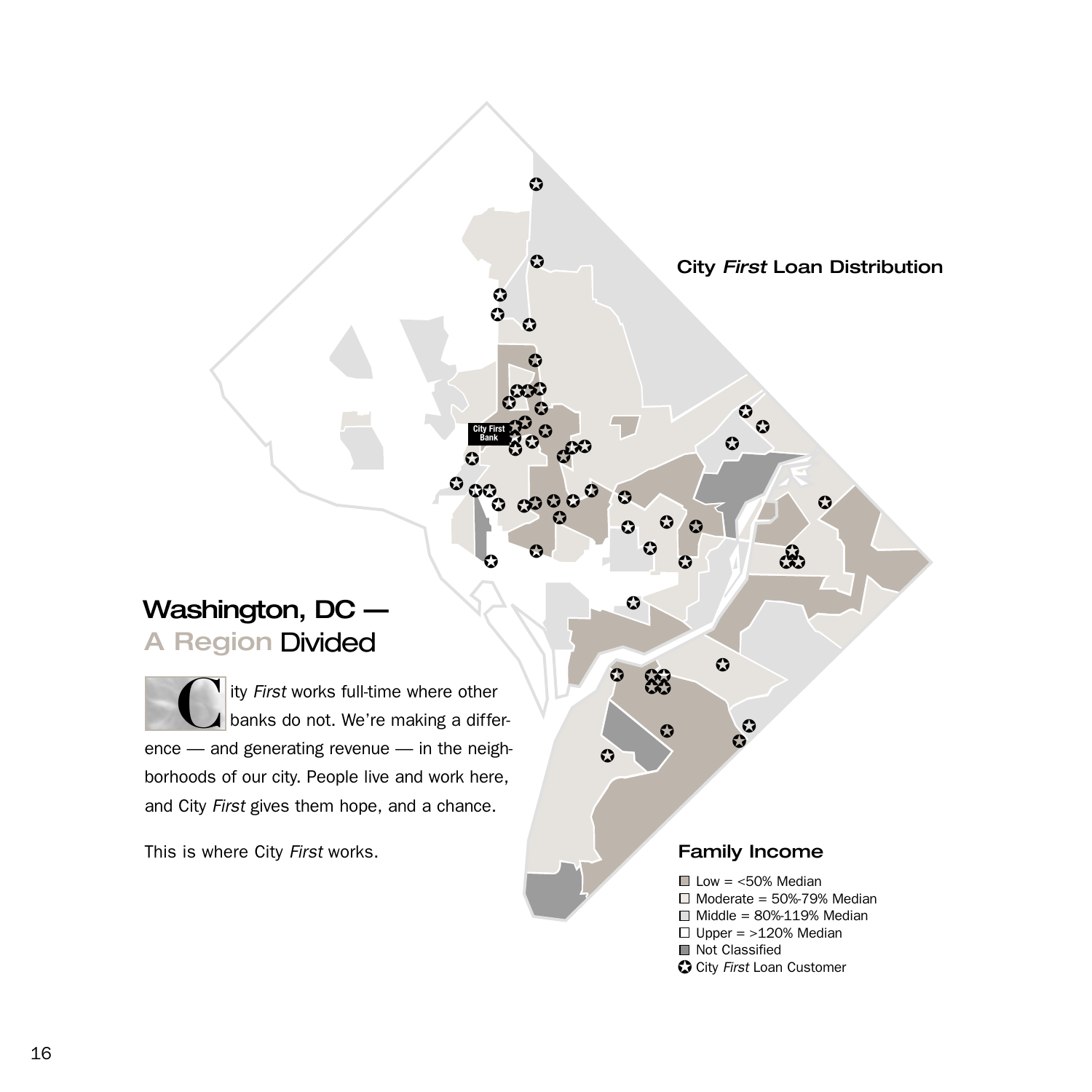## City *First* Loan Distribution

City First Bank

# Washington, DC — A Region Divided

City *First* works full-time where other banks do not. We're making a difference — and generating revenue — in the neighborhoods of our city. People live and work here, and City *First* gives them hope, and a chance.

This is where City *First* works.

### Family Income

- Low = <50% Median
- Moderate = 50%-79% Median
- Middle = 80%-119% Median
- Upper = >120% Median
- Not Classified
- City *First* Loan Customer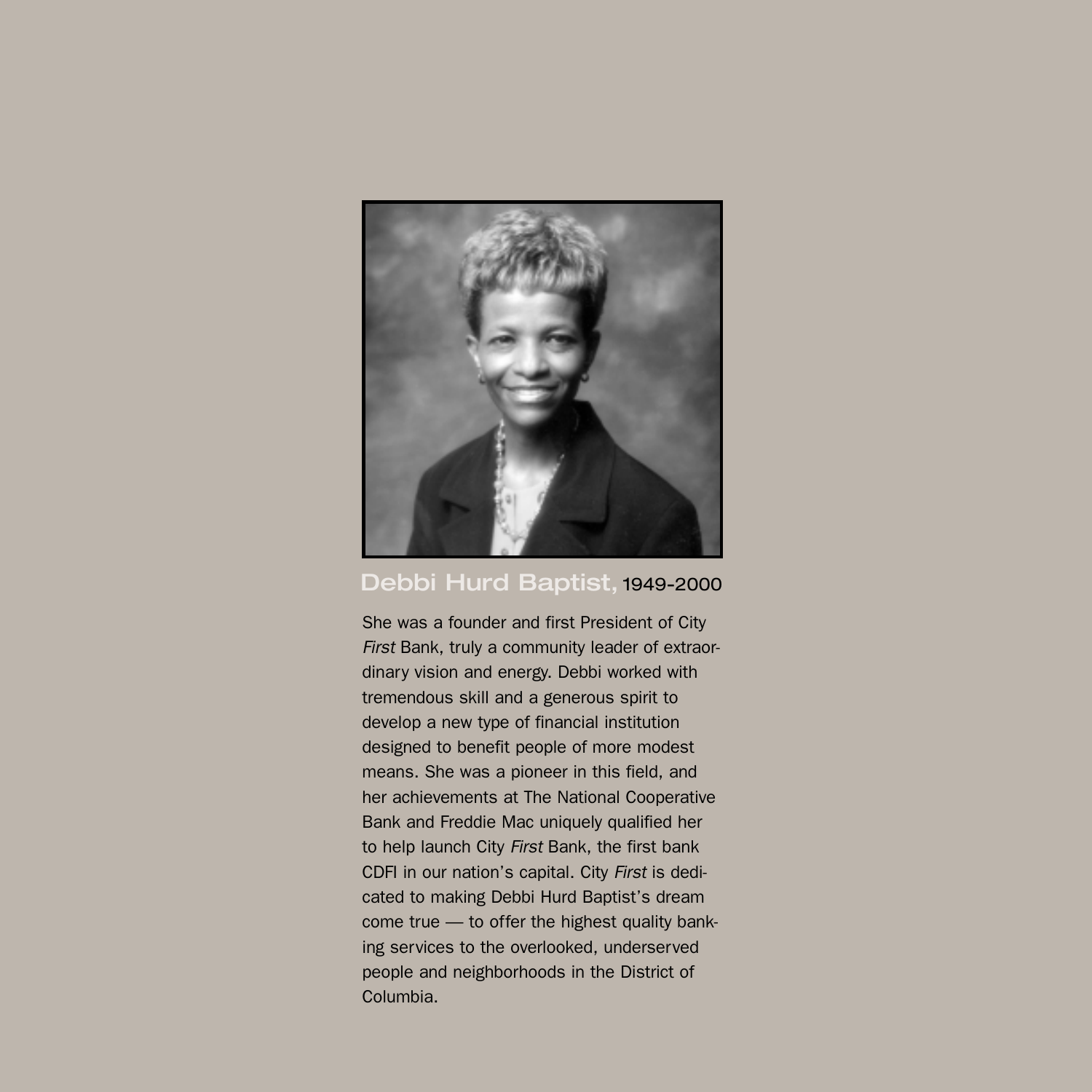## Debbi Hurd Baptist, 1949-2000

She was a founder and first President of City *First* Bank, truly a community leader of extraordinary vision and energy. Debbi worked with tremendous skill and a generous spirit to develop a new type of financial institution designed to benefit people of more modest means. She was a pioneer in this field, and her achievements at The National Cooperative Bank and Freddie Mac uniquely qualified her to help launch City *First* Bank, the first bank CDFI in our nation's capital. City *First* is dedicated to making Debbi Hurd Baptist's dream come true — to offer the highest quality banking services to the overlooked, underserved people and neighborhoods in the District of Columbia.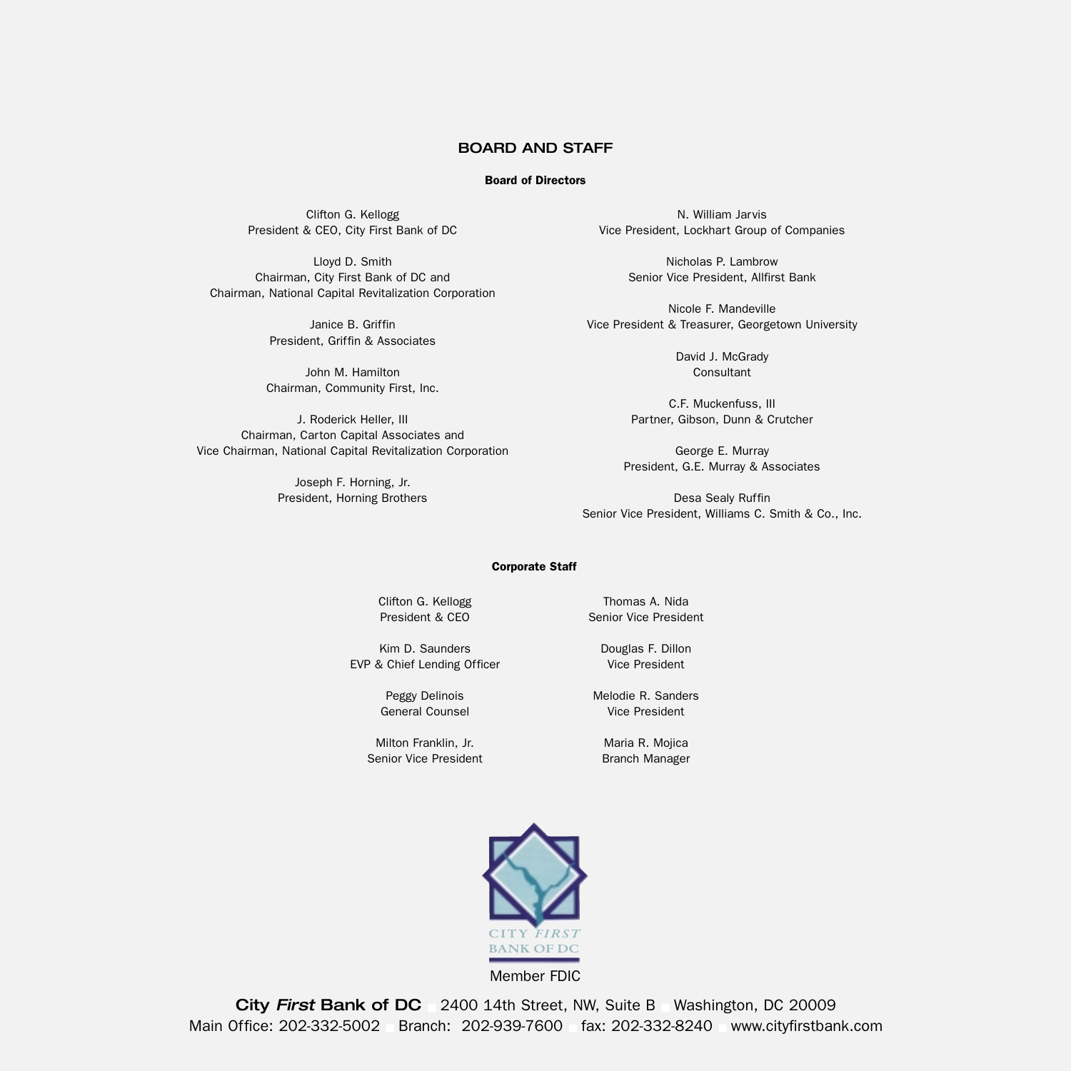# BOARD AND STAFF

## Board of Directors

Clifton G. Kellogg
President & CEO, City First Bank of DC

Lloyd D. Smith
Chairman, City First Bank of DC and
Chairman, National Capital Revitalization Corporation

Janice B. Griffin
President, Griffin & Associates

John M. Hamilton
Chairman, Community First, Inc.

J. Roderick Heller, III
Chairman, Carton Capital Associates and
Vice Chairman, National Capital Revitalization Corporation

Joseph F. Horning, Jr.
President, Horning Brothers

N. William Jarvis
Vice President, Lockhart Group of Companies

Nicholas P. Lambrow
Senior Vice President, Allfirst Bank

Nicole F. Mandeville
Vice President & Treasurer, Georgetown University

David J. McGrady
Consultant

C.F. Muckenfuss, III
Partner, Gibson, Dunn & Crutcher

George E. Murray
President, G.E. Murray & Associates

Desa Sealy Ruffin
Senior Vice President, Williams C. Smith & Co., Inc.

## Corporate Staff

Clifton G. Kellogg
President & CEO

Kim D. Saunders
EVP & Chief Lending Officer

Peggy Delinois
General Counsel

Milton Franklin, Jr.
Senior Vice President

Thomas A. Nida
Senior Vice President

Douglas F. Dillon
Vice President

Melodie R. Sanders
Vice President

Maria R. Mojica
Branch Manager

CITY *FIRST*
BANK OF DC

Member FDIC

**City *First* Bank of DC** ▪ 2400 14th Street, NW, Suite B ▪ Washington, DC 20009
Main Office: 202-332-5002 ▪ Branch: 202-939-7600 ▪ fax: 202-332-8240 ▪ www.cityfirstbank.com